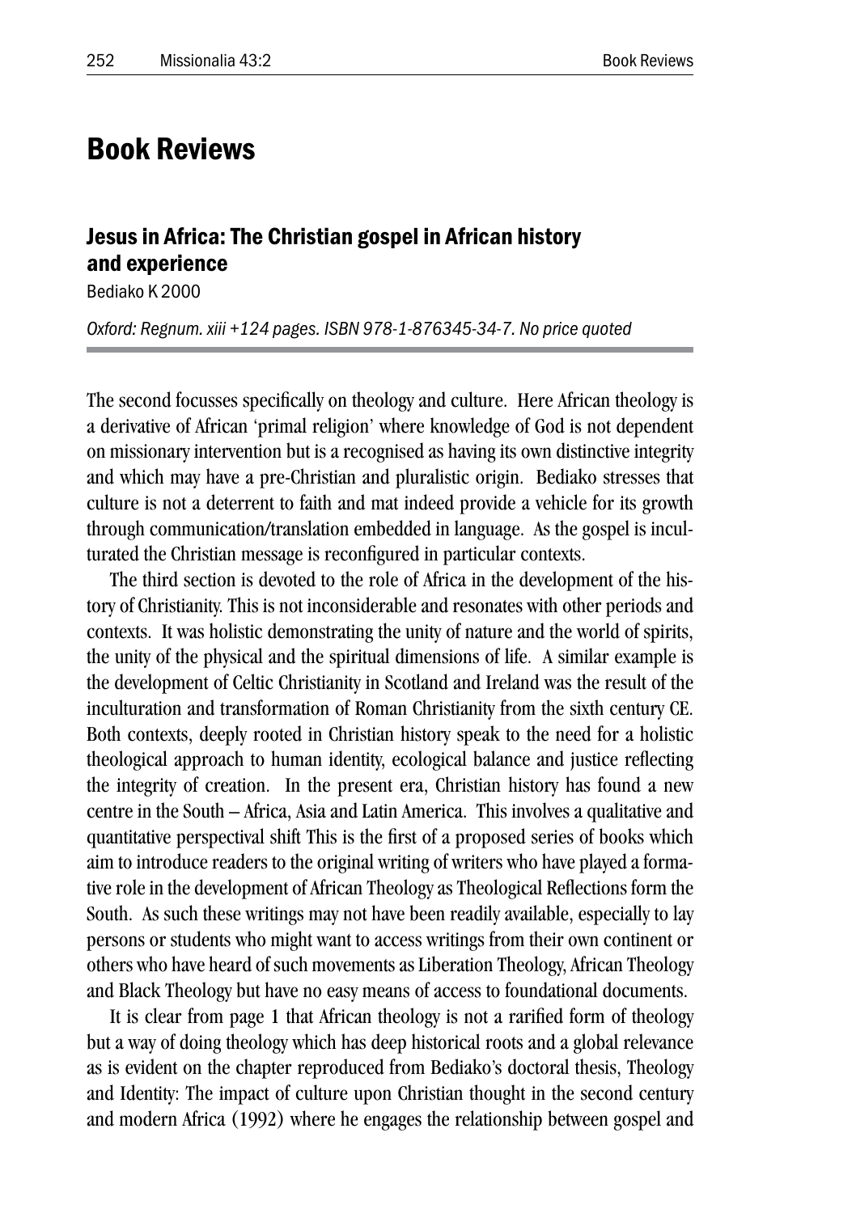# Book Reviews

## Jesus in Africa: The Christian gospel in African history and experience

Bediako K 2000

*Oxford: Regnum. xiii +124 pages. ISBN 978-1-876345-34-7. No price quoted*

The second focusses specifically on theology and culture. Here African theology is a derivative of African 'primal religion' where knowledge of God is not dependent on missionary intervention but is a recognised as having its own distinctive integrity and which may have a pre-Christian and pluralistic origin. Bediako stresses that culture is not a deterrent to faith and mat indeed provide a vehicle for its growth through communication/translation embedded in language. As the gospel is inculturated the Christian message is reconfigured in particular contexts.

The third section is devoted to the role of Africa in the development of the history of Christianity. This is not inconsiderable and resonates with other periods and contexts. It was holistic demonstrating the unity of nature and the world of spirits, the unity of the physical and the spiritual dimensions of life. A similar example is the development of Celtic Christianity in Scotland and Ireland was the result of the inculturation and transformation of Roman Christianity from the sixth century CE. Both contexts, deeply rooted in Christian history speak to the need for a holistic theological approach to human identity, ecological balance and justice reflecting the integrity of creation. In the present era, Christian history has found a new centre in the South – Africa, Asia and Latin America. This involves a qualitative and quantitative perspectival shift This is the first of a proposed series of books which aim to introduce readers to the original writing of writers who have played a formative role in the development of African Theology as Theological Reflections form the South. As such these writings may not have been readily available, especially to lay persons or students who might want to access writings from their own continent or others who have heard of such movements as Liberation Theology, African Theology and Black Theology but have no easy means of access to foundational documents.

It is clear from page 1 that African theology is not a rarified form of theology but a way of doing theology which has deep historical roots and a global relevance as is evident on the chapter reproduced from Bediako's doctoral thesis, Theology and Identity: The impact of culture upon Christian thought in the second century and modern Africa (1992) where he engages the relationship between gospel and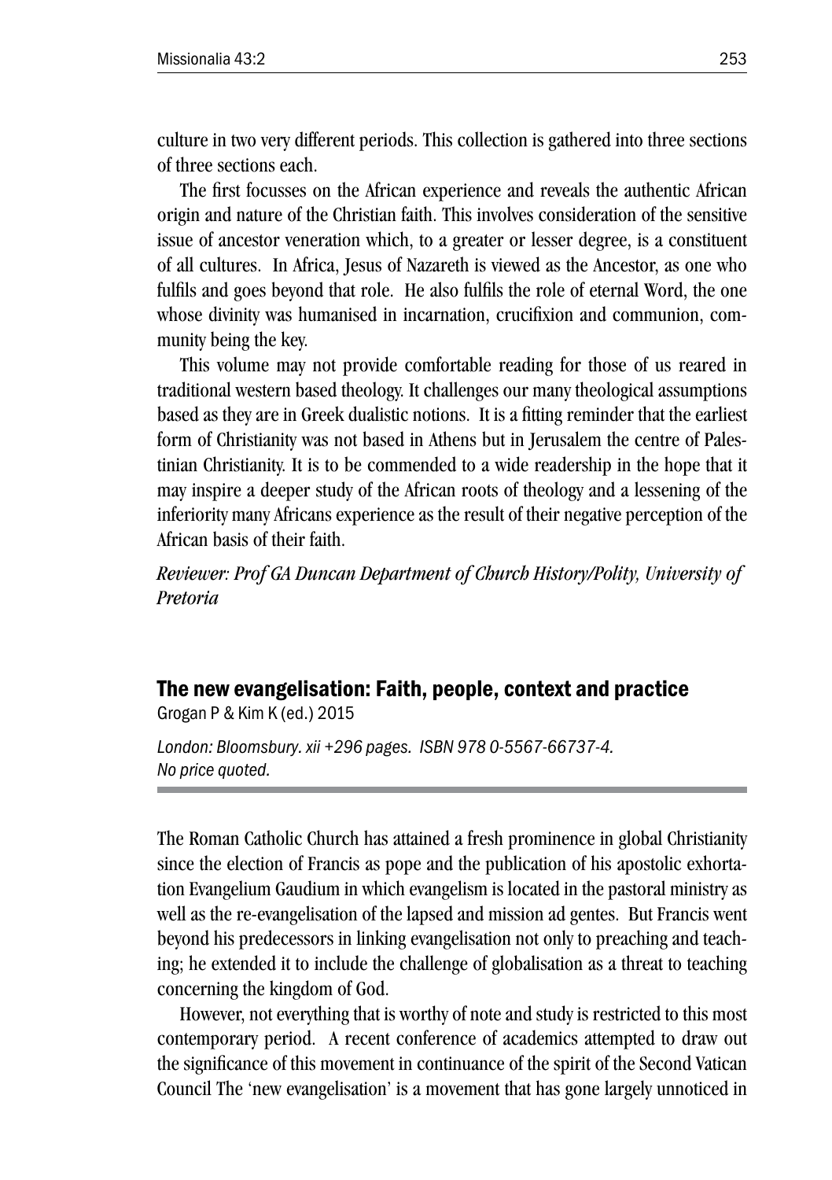culture in two very different periods. This collection is gathered into three sections of three sections each.

The first focusses on the African experience and reveals the authentic African origin and nature of the Christian faith. This involves consideration of the sensitive issue of ancestor veneration which, to a greater or lesser degree, is a constituent of all cultures. In Africa, Jesus of Nazareth is viewed as the Ancestor, as one who fulfils and goes beyond that role. He also fulfils the role of eternal Word, the one whose divinity was humanised in incarnation, crucifixion and communion, community being the key.

This volume may not provide comfortable reading for those of us reared in traditional western based theology. It challenges our many theological assumptions based as they are in Greek dualistic notions. It is a fitting reminder that the earliest form of Christianity was not based in Athens but in Jerusalem the centre of Palestinian Christianity. It is to be commended to a wide readership in the hope that it may inspire a deeper study of the African roots of theology and a lessening of the inferiority many Africans experience as the result of their negative perception of the African basis of their faith.

*Reviewer: Prof GA Duncan Department of Church History/Polity, University of Pretoria*

## The new evangelisation: Faith, people, context and practice

Grogan P & Kim K (ed.) 2015

*London: Bloomsbury. xii +296 pages. ISBN 978 0-5567-66737-4. No price quoted.*

The Roman Catholic Church has attained a fresh prominence in global Christianity since the election of Francis as pope and the publication of his apostolic exhortation Evangelium Gaudium in which evangelism is located in the pastoral ministry as well as the re-evangelisation of the lapsed and mission ad gentes. But Francis went beyond his predecessors in linking evangelisation not only to preaching and teaching; he extended it to include the challenge of globalisation as a threat to teaching concerning the kingdom of God.

However, not everything that is worthy of note and study is restricted to this most contemporary period. A recent conference of academics attempted to draw out the significance of this movement in continuance of the spirit of the Second Vatican Council The 'new evangelisation' is a movement that has gone largely unnoticed in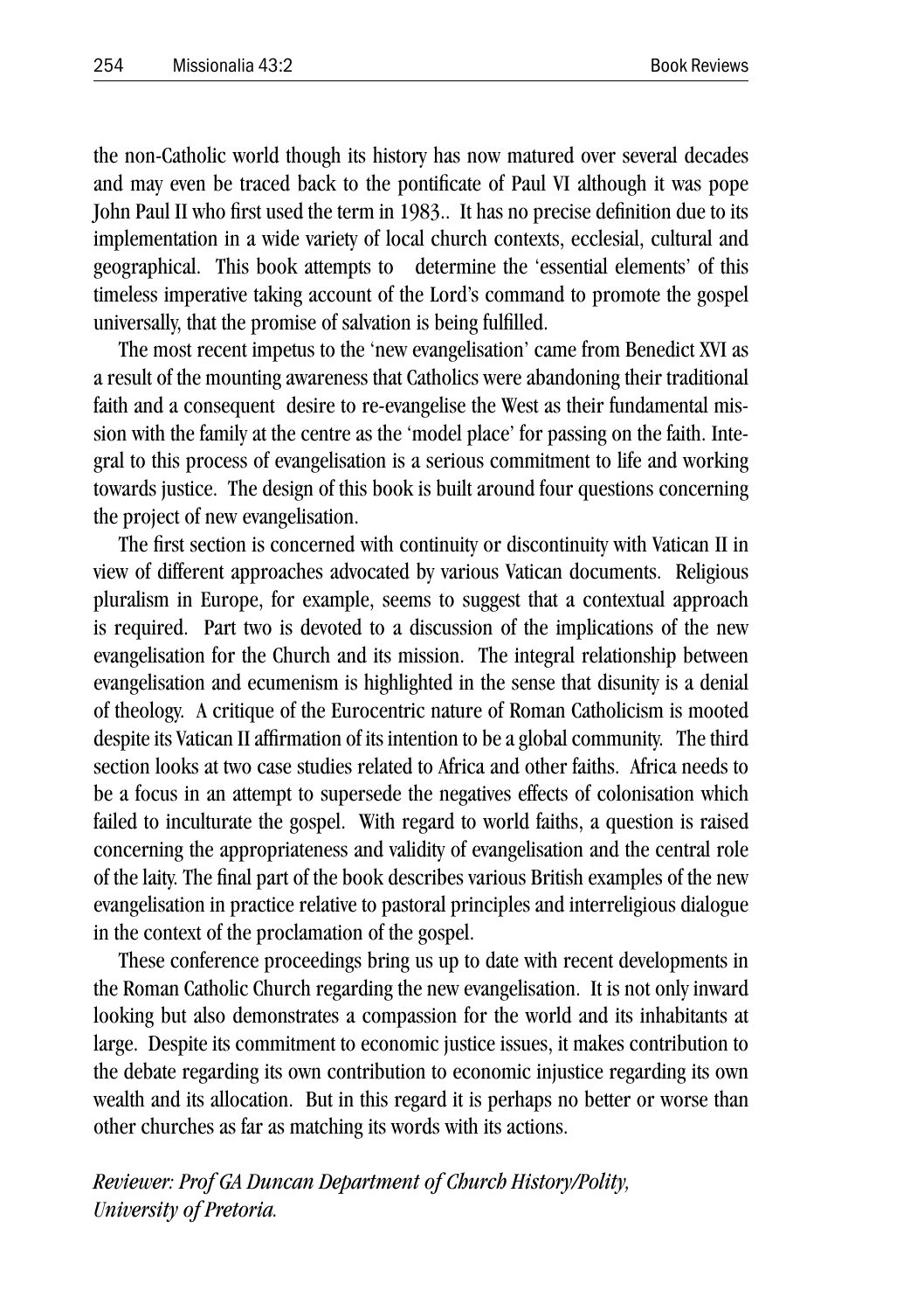the non-Catholic world though its history has now matured over several decades and may even be traced back to the pontificate of Paul VI although it was pope John Paul II who first used the term in 1983.. It has no precise definition due to its implementation in a wide variety of local church contexts, ecclesial, cultural and geographical. This book attempts to determine the 'essential elements' of this timeless imperative taking account of the Lord's command to promote the gospel universally, that the promise of salvation is being fulfilled.

The most recent impetus to the 'new evangelisation' came from Benedict XVI as a result of the mounting awareness that Catholics were abandoning their traditional faith and a consequent desire to re-evangelise the West as their fundamental mission with the family at the centre as the 'model place' for passing on the faith. Integral to this process of evangelisation is a serious commitment to life and working towards justice. The design of this book is built around four questions concerning the project of new evangelisation.

The first section is concerned with continuity or discontinuity with Vatican II in view of different approaches advocated by various Vatican documents. Religious pluralism in Europe, for example, seems to suggest that a contextual approach is required. Part two is devoted to a discussion of the implications of the new evangelisation for the Church and its mission. The integral relationship between evangelisation and ecumenism is highlighted in the sense that disunity is a denial of theology. A critique of the Eurocentric nature of Roman Catholicism is mooted despite its Vatican II affirmation of its intention to be a global community. The third section looks at two case studies related to Africa and other faiths. Africa needs to be a focus in an attempt to supersede the negatives effects of colonisation which failed to inculturate the gospel. With regard to world faiths, a question is raised concerning the appropriateness and validity of evangelisation and the central role of the laity. The final part of the book describes various British examples of the new evangelisation in practice relative to pastoral principles and interreligious dialogue in the context of the proclamation of the gospel.

These conference proceedings bring us up to date with recent developments in the Roman Catholic Church regarding the new evangelisation. It is not only inward looking but also demonstrates a compassion for the world and its inhabitants at large. Despite its commitment to economic justice issues, it makes contribution to the debate regarding its own contribution to economic injustice regarding its own wealth and its allocation. But in this regard it is perhaps no better or worse than other churches as far as matching its words with its actions.

*Reviewer: Prof GA Duncan Department of Church History/Polity, University of Pretoria.*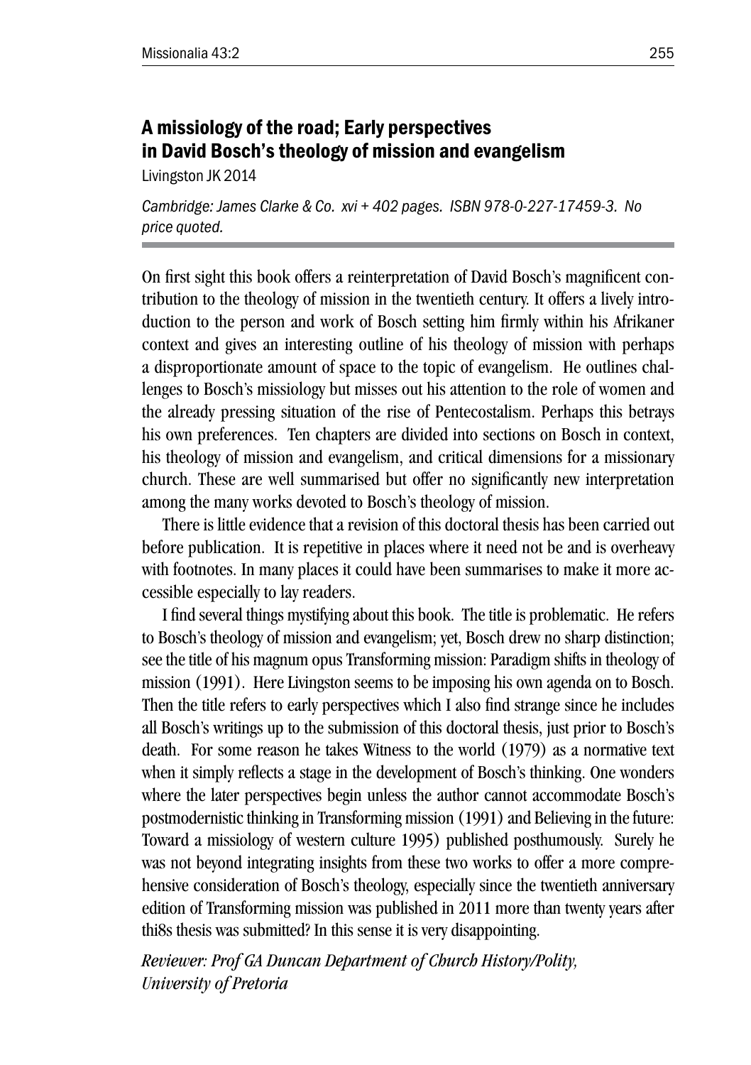## A missiology of the road; Early perspectives in David Bosch's theology of mission and evangelism

Livingston JK 2014

*Cambridge: James Clarke & Co. xvi + 402 pages. ISBN 978-0-227-17459-3. No price quoted.*

On first sight this book offers a reinterpretation of David Bosch's magnificent contribution to the theology of mission in the twentieth century. It offers a lively introduction to the person and work of Bosch setting him firmly within his Afrikaner context and gives an interesting outline of his theology of mission with perhaps a disproportionate amount of space to the topic of evangelism. He outlines challenges to Bosch's missiology but misses out his attention to the role of women and the already pressing situation of the rise of Pentecostalism. Perhaps this betrays his own preferences. Ten chapters are divided into sections on Bosch in context, his theology of mission and evangelism, and critical dimensions for a missionary church. These are well summarised but offer no significantly new interpretation among the many works devoted to Bosch's theology of mission.

There is little evidence that a revision of this doctoral thesis has been carried out before publication. It is repetitive in places where it need not be and is overheavy with footnotes. In many places it could have been summarises to make it more accessible especially to lay readers.

I find several things mystifying about this book. The title is problematic. He refers to Bosch's theology of mission and evangelism; yet, Bosch drew no sharp distinction; see the title of his magnum opus Transforming mission: Paradigm shifts in theology of mission (1991). Here Livingston seems to be imposing his own agenda on to Bosch. Then the title refers to early perspectives which I also find strange since he includes all Bosch's writings up to the submission of this doctoral thesis, just prior to Bosch's death. For some reason he takes Witness to the world (1979) as a normative text when it simply reflects a stage in the development of Bosch's thinking. One wonders where the later perspectives begin unless the author cannot accommodate Bosch's postmodernistic thinking in Transforming mission (1991) and Believing in the future: Toward a missiology of western culture 1995) published posthumously. Surely he was not beyond integrating insights from these two works to offer a more comprehensive consideration of Bosch's theology, especially since the twentieth anniversary edition of Transforming mission was published in 2011 more than twenty years after thi8s thesis was submitted? In this sense it is very disappointing.

*Reviewer: Prof GA Duncan Department of Church History/Polity, University of Pretoria*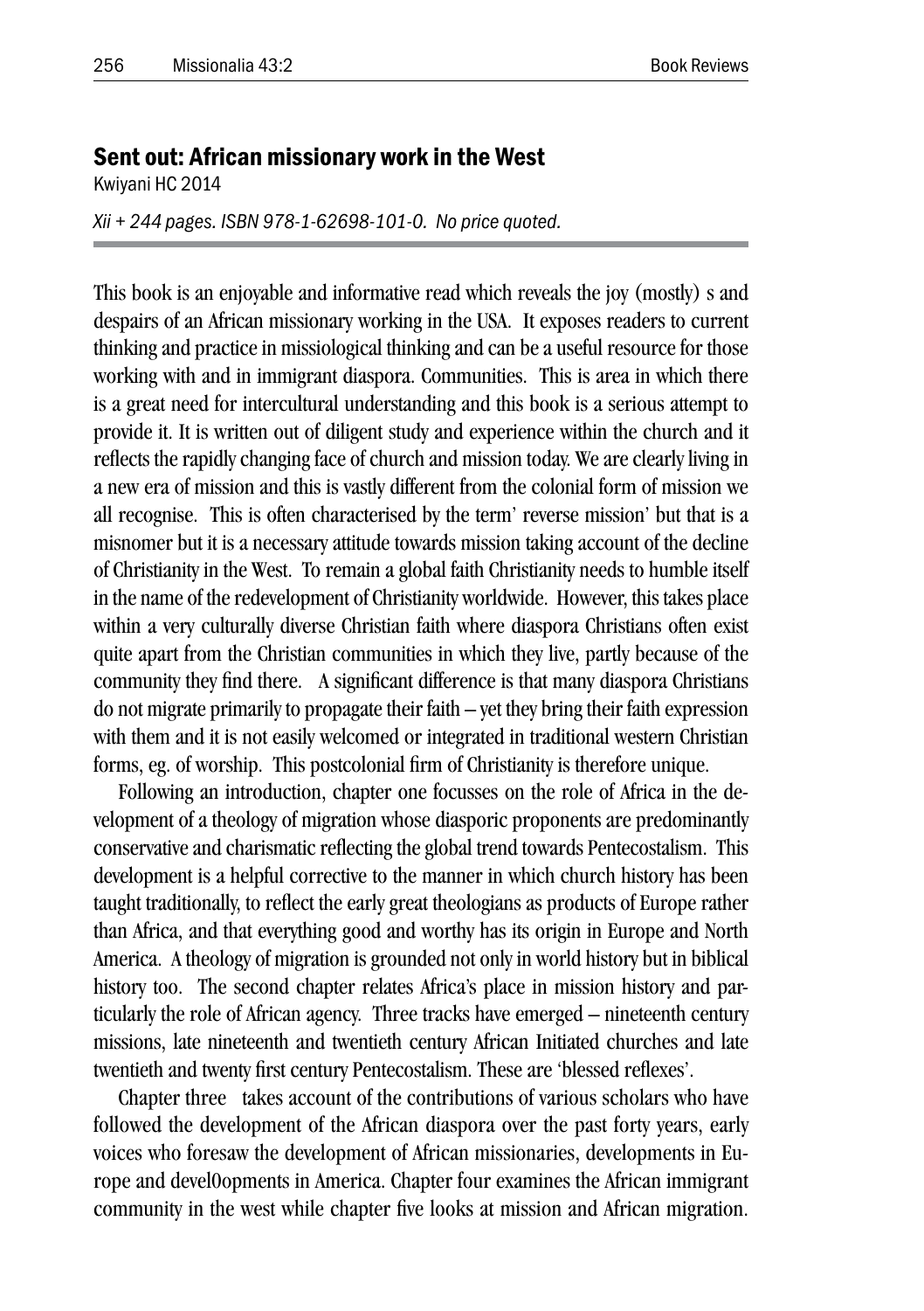## Sent out: African missionary work in the West

Kwiyani HC 2014

*Xii + 244 pages. ISBN 978-1-62698-101-0. No price quoted.*

This book is an enjoyable and informative read which reveals the joy (mostly) s and despairs of an African missionary working in the USA. It exposes readers to current thinking and practice in missiological thinking and can be a useful resource for those working with and in immigrant diaspora. Communities. This is area in which there is a great need for intercultural understanding and this book is a serious attempt to provide it. It is written out of diligent study and experience within the church and it reflects the rapidly changing face of church and mission today. We are clearly living in a new era of mission and this is vastly different from the colonial form of mission we all recognise. This is often characterised by the term' reverse mission' but that is a misnomer but it is a necessary attitude towards mission taking account of the decline of Christianity in the West. To remain a global faith Christianity needs to humble itself in the name of the redevelopment of Christianity worldwide. However, this takes place within a very culturally diverse Christian faith where diaspora Christians often exist quite apart from the Christian communities in which they live, partly because of the community they find there. A significant difference is that many diaspora Christians do not migrate primarily to propagate their faith – yet they bring their faith expression with them and it is not easily welcomed or integrated in traditional western Christian forms, eg. of worship. This postcolonial firm of Christianity is therefore unique.

Following an introduction, chapter one focusses on the role of Africa in the development of a theology of migration whose diasporic proponents are predominantly conservative and charismatic reflecting the global trend towards Pentecostalism. This development is a helpful corrective to the manner in which church history has been taught traditionally, to reflect the early great theologians as products of Europe rather than Africa, and that everything good and worthy has its origin in Europe and North America. A theology of migration is grounded not only in world history but in biblical history too. The second chapter relates Africa's place in mission history and particularly the role of African agency. Three tracks have emerged – nineteenth century missions, late nineteenth and twentieth century African Initiated churches and late twentieth and twenty first century Pentecostalism. These are 'blessed reflexes'.

Chapter three takes account of the contributions of various scholars who have followed the development of the African diaspora over the past forty years, early voices who foresaw the development of African missionaries, developments in Europe and devel0opments in America. Chapter four examines the African immigrant community in the west while chapter five looks at mission and African migration.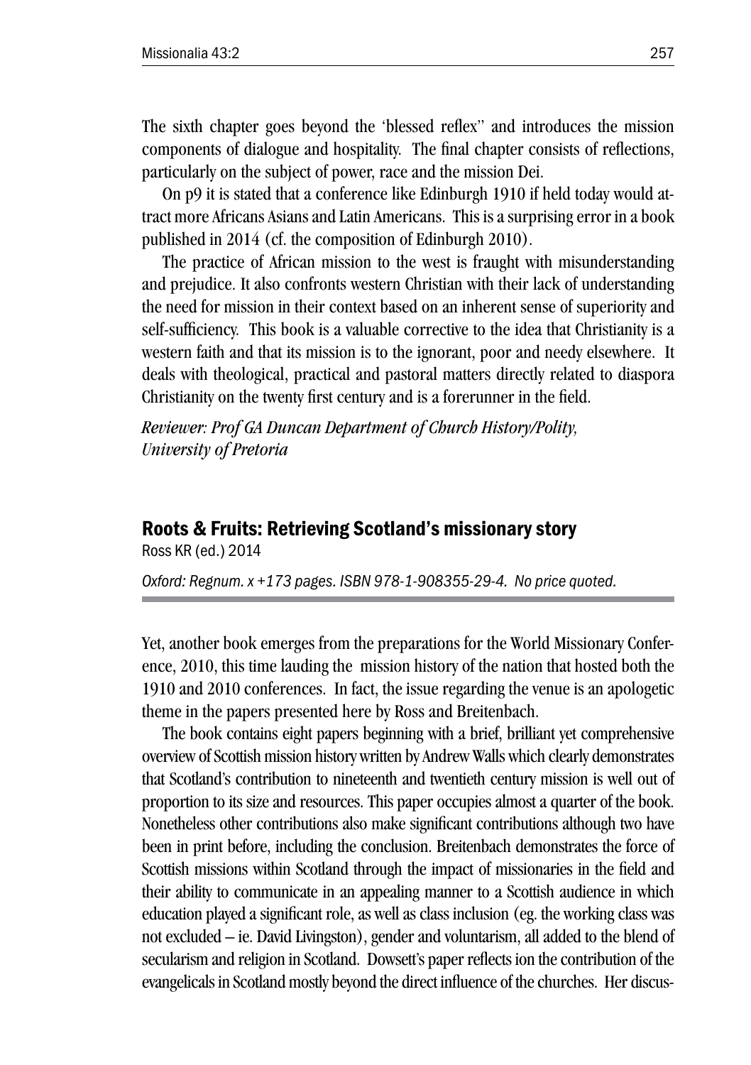The sixth chapter goes beyond the 'blessed reflex'' and introduces the mission components of dialogue and hospitality. The final chapter consists of reflections, particularly on the subject of power, race and the mission Dei.

On p9 it is stated that a conference like Edinburgh 1910 if held today would attract more Africans Asians and Latin Americans. This is a surprising error in a book published in 2014 (cf. the composition of Edinburgh 2010).

The practice of African mission to the west is fraught with misunderstanding and prejudice. It also confronts western Christian with their lack of understanding the need for mission in their context based on an inherent sense of superiority and self-sufficiency. This book is a valuable corrective to the idea that Christianity is a western faith and that its mission is to the ignorant, poor and needy elsewhere. It deals with theological, practical and pastoral matters directly related to diaspora Christianity on the twenty first century and is a forerunner in the field.

*Reviewer: Prof GA Duncan Department of Church History/Polity, University of Pretoria*

## Roots & Fruits: Retrieving Scotland's missionary story

Ross KR (ed.) 2014

*Oxford: Regnum. x +173 pages. ISBN 978-1-908355-29-4. No price quoted.*

Yet, another book emerges from the preparations for the World Missionary Conference, 2010, this time lauding the mission history of the nation that hosted both the 1910 and 2010 conferences. In fact, the issue regarding the venue is an apologetic theme in the papers presented here by Ross and Breitenbach.

The book contains eight papers beginning with a brief, brilliant yet comprehensive overview of Scottish mission history written by Andrew Walls which clearly demonstrates that Scotland's contribution to nineteenth and twentieth century mission is well out of proportion to its size and resources. This paper occupies almost a quarter of the book. Nonetheless other contributions also make significant contributions although two have been in print before, including the conclusion. Breitenbach demonstrates the force of Scottish missions within Scotland through the impact of missionaries in the field and their ability to communicate in an appealing manner to a Scottish audience in which education played a significant role, as well as class inclusion (eg. the working class was not excluded – ie. David Livingston), gender and voluntarism, all added to the blend of secularism and religion in Scotland. Dowsett's paper reflects ion the contribution of the evangelicals in Scotland mostly beyond the direct influence of the churches. Her discus-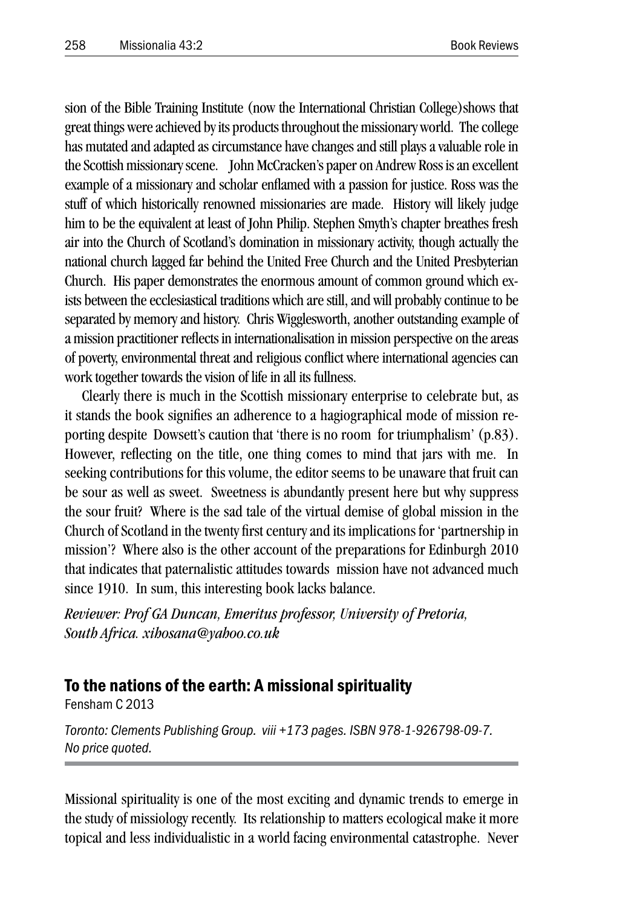sion of the Bible Training Institute (now the International Christian College)shows that great things were achieved by its products throughout the missionary world. The college has mutated and adapted as circumstance have changes and still plays a valuable role in the Scottish missionary scene. John McCracken's paper on Andrew Ross is an excellent example of a missionary and scholar enflamed with a passion for justice. Ross was the stuff of which historically renowned missionaries are made. History will likely judge him to be the equivalent at least of John Philip. Stephen Smyth's chapter breathes fresh air into the Church of Scotland's domination in missionary activity, though actually the national church lagged far behind the United Free Church and the United Presbyterian Church. His paper demonstrates the enormous amount of common ground which exists between the ecclesiastical traditions which are still, and will probably continue to be separated by memory and history. Chris Wigglesworth, another outstanding example of a mission practitioner reflects in internationalisation in mission perspective on the areas of poverty, environmental threat and religious conflict where international agencies can work together towards the vision of life in all its fullness.

Clearly there is much in the Scottish missionary enterprise to celebrate but, as it stands the book signifies an adherence to a hagiographical mode of mission reporting despite Dowsett's caution that 'there is no room for triumphalism' (p.83). However, reflecting on the title, one thing comes to mind that jars with me. In seeking contributions for this volume, the editor seems to be unaware that fruit can be sour as well as sweet. Sweetness is abundantly present here but why suppress the sour fruit? Where is the sad tale of the virtual demise of global mission in the Church of Scotland in the twenty first century and its implications for 'partnership in mission'? Where also is the other account of the preparations for Edinburgh 2010 that indicates that paternalistic attitudes towards mission have not advanced much since 1910. In sum, this interesting book lacks balance.

*Reviewer: Prof GA Duncan, Emeritus professor, University of Pretoria, South Africa. xihosana@yahoo.co.uk*

## To the nations of the earth: A missional spirituality

Fensham C 2013

*Toronto: Clements Publishing Group. viii +173 pages. ISBN 978-1-926798-09-7. No price quoted.*

Missional spirituality is one of the most exciting and dynamic trends to emerge in the study of missiology recently. Its relationship to matters ecological make it more topical and less individualistic in a world facing environmental catastrophe. Never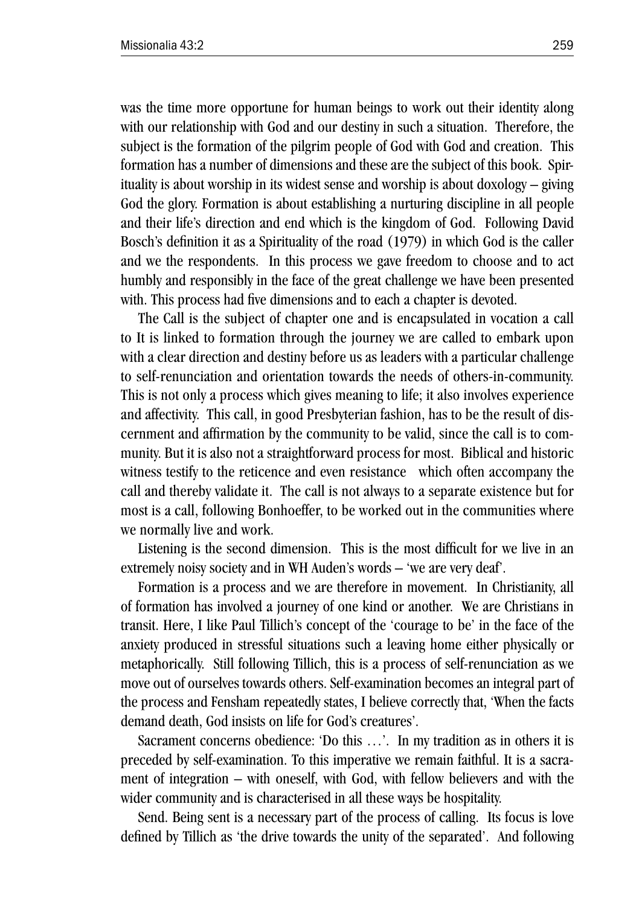was the time more opportune for human beings to work out their identity along with our relationship with God and our destiny in such a situation. Therefore, the subject is the formation of the pilgrim people of God with God and creation. This formation has a number of dimensions and these are the subject of this book. Spirituality is about worship in its widest sense and worship is about doxology – giving God the glory. Formation is about establishing a nurturing discipline in all people and their life's direction and end which is the kingdom of God. Following David Bosch's definition it as a Spirituality of the road (1979) in which God is the caller and we the respondents. In this process we gave freedom to choose and to act humbly and responsibly in the face of the great challenge we have been presented with. This process had five dimensions and to each a chapter is devoted.

The Call is the subject of chapter one and is encapsulated in vocation a call to It is linked to formation through the journey we are called to embark upon with a clear direction and destiny before us as leaders with a particular challenge to self-renunciation and orientation towards the needs of others-in-community. This is not only a process which gives meaning to life; it also involves experience and affectivity. This call, in good Presbyterian fashion, has to be the result of discernment and affirmation by the community to be valid, since the call is to community. But it is also not a straightforward process for most. Biblical and historic witness testify to the reticence and even resistance which often accompany the call and thereby validate it. The call is not always to a separate existence but for most is a call, following Bonhoeffer, to be worked out in the communities where we normally live and work.

Listening is the second dimension. This is the most difficult for we live in an extremely noisy society and in WH Auden's words – 'we are very deaf'.

Formation is a process and we are therefore in movement. In Christianity, all of formation has involved a journey of one kind or another. We are Christians in transit. Here, I like Paul Tillich's concept of the 'courage to be' in the face of the anxiety produced in stressful situations such a leaving home either physically or metaphorically. Still following Tillich, this is a process of self-renunciation as we move out of ourselves towards others. Self-examination becomes an integral part of the process and Fensham repeatedly states, I believe correctly that, 'When the facts demand death, God insists on life for God's creatures'.

Sacrament concerns obedience: 'Do this …'. In my tradition as in others it is preceded by self-examination. To this imperative we remain faithful. It is a sacrament of integration – with oneself, with God, with fellow believers and with the wider community and is characterised in all these ways be hospitality.

Send. Being sent is a necessary part of the process of calling. Its focus is love defined by Tillich as 'the drive towards the unity of the separated'. And following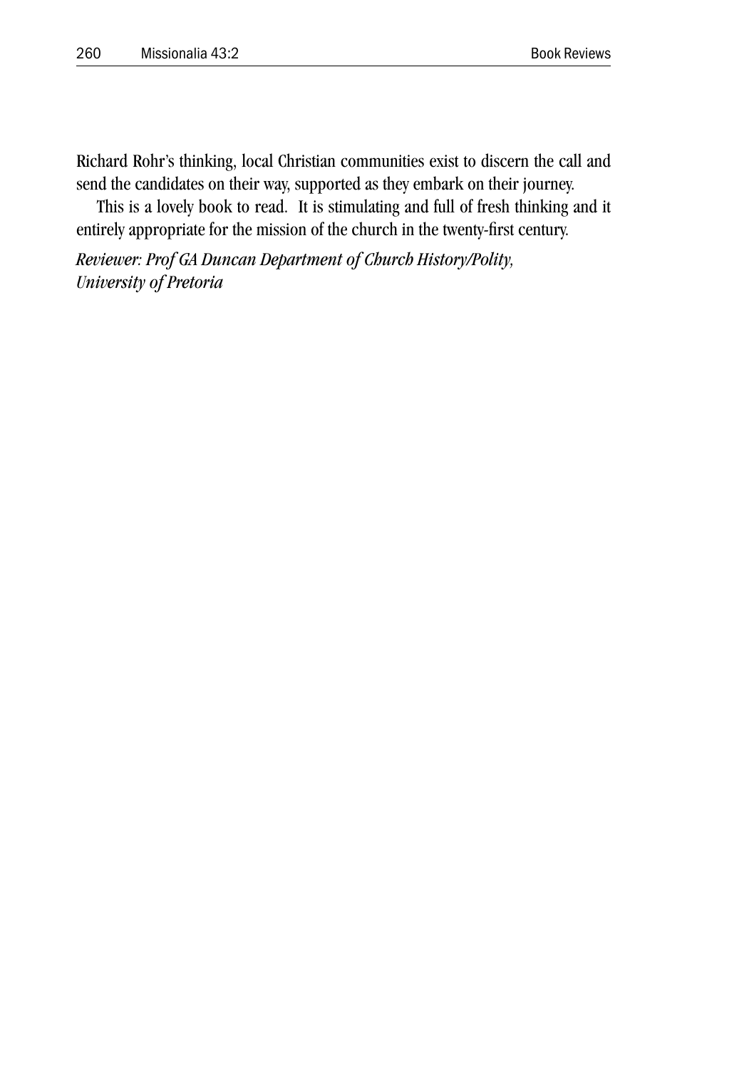Richard Rohr's thinking, local Christian communities exist to discern the call and send the candidates on their way, supported as they embark on their journey.

This is a lovely book to read. It is stimulating and full of fresh thinking and it entirely appropriate for the mission of the church in the twenty-first century.

*Reviewer: Prof GA Duncan Department of Church History/Polity, University of Pretoria*